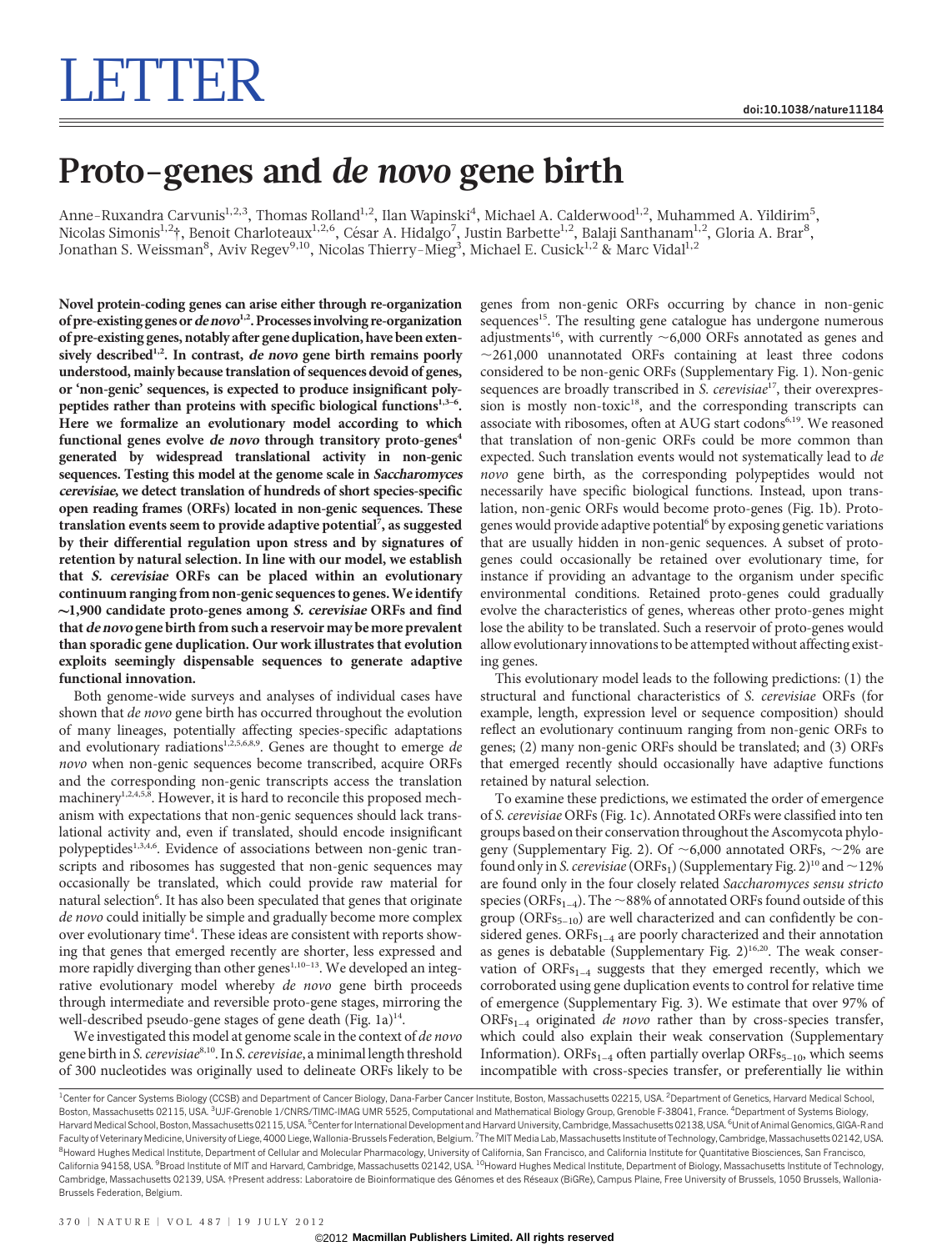# LETTER

# Proto-genes and *de novo* gene birth

Anne-Ruxandra Carvunis[1,2,3], Thomas Rolland[1,2], Ilan Wapinski[4], Michael A. Calderwood[1,2], Muhammed A. Yildirim[5], Nicolas Simonis[1,2]†, Benoit Charloteaux[1,2,6], César A. Hidalgo[7], Justin Barbette[1,2], Balaji Santhanam[1,2], Gloria A. Brar[8], Jonathan S. Weissman[8], Aviv Regev[9,10], Nicolas Thierry-Mieg[3], Michael E. Cusick[1,2] & Marc Vidal[1,2]

**Novel protein-coding genes can arise either through re-organization of pre-existing genes or *de novo*[1,2]. Processes involving re-organization of pre-existing genes, notably after gene duplication, have been extensively described[1,2]. In contrast, *de novo* gene birth remains poorly understood, mainly because translation of sequences devoid of genes, or 'non-genic' sequences, is expected to produce insignificant polypeptides rather than proteins with specific biological functions[1,3–6]. Here we formalize an evolutionary model according to which functional genes evolve *de novo* through transitory proto-genes[4] generated by widespread translational activity in non-genic sequences. Testing this model at the genome scale in *Saccharomyces cerevisiae*, we detect translation of hundreds of short species-specific open reading frames (ORFs) located in non-genic sequences. These translation events seem to provide adaptive potential[7], as suggested by their differential regulation upon stress and by signatures of retention by natural selection. In line with our model, we establish that *S. cerevisiae* ORFs can be placed within an evolutionary continuum ranging from non-genic sequences to genes. We identify ~1,900 candidate proto-genes among *S. cerevisiae* ORFs and find that *de novo* gene birth from such a reservoir may be more prevalent than sporadic gene duplication. Our work illustrates that evolution exploits seemingly dispensable sequences to generate adaptive functional innovation.**

Both genome-wide surveys and analyses of individual cases have shown that *de novo* gene birth has occurred throughout the evolution of many lineages, potentially affecting species-specific adaptations and evolutionary radiations[1,2,5,6,8,9]. Genes are thought to emerge *de novo* when non-genic sequences become transcribed, acquire ORFs and the corresponding non-genic transcripts access the translation machinery[1,2,4,5,8]. However, it is hard to reconcile this proposed mechanism with expectations that non-genic sequences should lack translational activity and, even if translated, should encode insignificant polypeptides[1,3,4,6]. Evidence of associations between non-genic transcripts and ribosomes has suggested that non-genic sequences may occasionally be translated, which could provide raw material for natural selection[6]. It has also been speculated that genes that originate *de novo* could initially be simple and gradually become more complex over evolutionary time[4]. These ideas are consistent with reports showing that genes that emerged recently are shorter, less expressed and more rapidly diverging than other genes[1,10–13]. We developed an integrative evolutionary model whereby *de novo* gene birth proceeds through intermediate and reversible proto-gene stages, mirroring the well-described pseudo-gene stages of gene death (Fig. 1a)[14].

We investigated this model at genome scale in the context of *de novo* gene birth in *S. cerevisiae*[8,10]. In *S. cerevisiae*, a minimal length threshold of 300 nucleotides was originally used to delineate ORFs likely to be genes from non-genic ORFs occurring by chance in non-genic sequences[15]. The resulting gene catalogue has undergone numerous adjustments[16], with currently ~6,000 ORFs annotated as genes and ~261,000 unannotated ORFs containing at least three codons considered to be non-genic ORFs (Supplementary Fig. 1). Non-genic sequences are broadly transcribed in *S. cerevisiae*[17], their overexpression is mostly non-toxic[18], and the corresponding transcripts can associate with ribosomes, often at AUG start codons[6,19]. We reasoned that translation of non-genic ORFs could be more common than expected. Such translation events would not systematically lead to *de novo* gene birth, as the corresponding polypeptides would not necessarily have specific biological functions. Instead, upon translation, non-genic ORFs would become proto-genes (Fig. 1b). Proto-genes would provide adaptive potential[6] by exposing genetic variations that are usually hidden in non-genic sequences. A subset of proto-genes could occasionally be retained over evolutionary time, for instance if providing an advantage to the organism under specific environmental conditions. Retained proto-genes could gradually evolve the characteristics of genes, whereas other proto-genes might lose the ability to be translated. Such a reservoir of proto-genes would allow evolutionary innovations to be attempted without affecting existing genes.

This evolutionary model leads to the following predictions: (1) the structural and functional characteristics of *S. cerevisiae* ORFs (for example, length, expression level or sequence composition) should reflect an evolutionary continuum ranging from non-genic ORFs to genes; (2) many non-genic ORFs should be translated; and (3) ORFs that emerged recently should occasionally have adaptive functions retained by natural selection.

To examine these predictions, we estimated the order of emergence of *S. cerevisiae* ORFs (Fig. 1c). Annotated ORFs were classified into ten groups based on their conservation throughout the Ascomycota phylogeny (Supplementary Fig. 2). Of ~6,000 annotated ORFs, ~2% are found only in *S. cerevisiae* ($ORFs_1$) (Supplementary Fig. 2)[10] and ~12% are found only in the four closely related *Saccharomyces sensu stricto* species ($ORFs_{1–4}$). The ~88% of annotated ORFs found outside of this group ($ORFs_{5–10}$) are well characterized and can confidently be considered genes. $ORFs_{1–4}$ are poorly characterized and their annotation as genes is debatable (Supplementary Fig. 2)[16,20]. The weak conservation of $ORFs_{1–4}$ suggests that they emerged recently, which we corroborated using gene duplication events to control for relative time of emergence (Supplementary Fig. 3). We estimate that over 97% of $ORFs_{1–4}$ originated *de novo* rather than by cross-species transfer, which could also explain their weak conservation (Supplementary Information). $ORFs_{1–4}$ often partially overlap $ORFs_{5–10}$, which seems incompatible with cross-species transfer, or preferentially lie within

[1]Center for Cancer Systems Biology (CCSB) and Department of Cancer Biology, Dana-Farber Cancer Institute, Boston, Massachusetts 02215, USA. [2]Department of Genetics, Harvard Medical School, Boston, Massachusetts 02115, USA. [3]UJF-Grenoble 1/CNRS/TIMC-IMAG UMR 5525, Computational and Mathematical Biology Group, Grenoble F-38041, France. [4]Department of Systems Biology, Harvard Medical School, Boston, Massachusetts 02115, USA. [5]Center for International Development and Harvard University, Cambridge, Massachusetts 02138, USA. [6]Unit of Animal Genomics, GIGA-R and Faculty of Veterinary Medicine, University of Liege, 4000 Liege, Wallonia-Brussels Federation, Belgium. [7]The MIT Media Lab, Massachusetts Institute of Technology, Cambridge, Massachusetts 02142, USA. [8]Howard Hughes Medical Institute, Department of Cellular and Molecular Pharmacology, University of California, San Francisco, and California Institute for Quantitative Biosciences, San Francisco, California 94158, USA. [9]Broad Institute of MIT and Harvard, Cambridge, Massachusetts 02142, USA. [10]Howard Hughes Medical Institute, Department of Biology, Massachusetts Institute of Technology, Cambridge, Massachusetts 02139, USA. †Present address: Laboratoire de Bioinformatique des Génomes et des Réseaux (BiGRe), Campus Plaine, Free University of Brussels, 1050 Brussels, Wallonia-Brussels Federation, Belgium.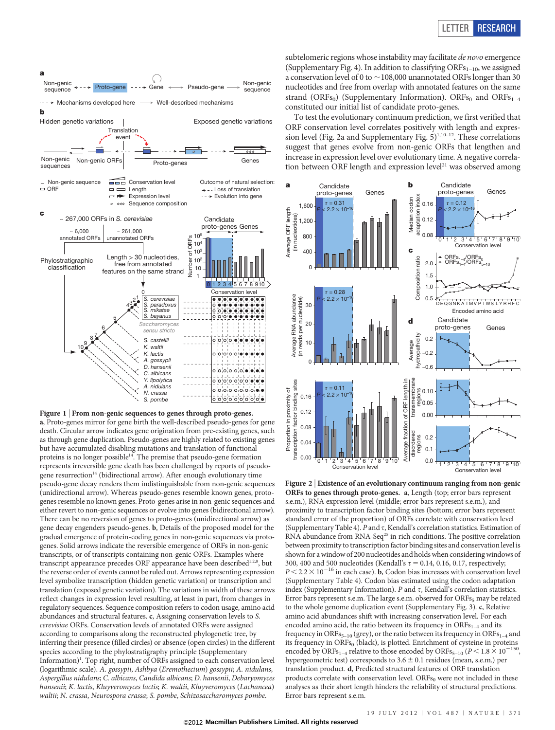**Figure 1 | From non-genic sequences to genes through proto-genes.** **a**, Proto-genes mirror for gene birth the well-described pseudo-genes for gene death. Circular arrow indicates gene origination from pre-existing genes, such as through gene duplication. Pseudo-genes are highly related to existing genes but have accumulated disabling mutations and translation of functional proteins is no longer possible[14]. The premise that pseudo-gene formation represents irreversible gene death has been challenged by reports of pseudo-gene resurrection[14] (bidirectional arrow). After enough evolutionary time pseudo-gene decay renders them indistinguishable from non-genic sequences (unidirectional arrow). Whereas pseudo-genes resemble known genes, proto-genes resemble no known genes. Proto-genes arise in non-genic sequences and either revert to non-genic sequences or evolve into genes (bidirectional arrow). There can be no reversion of genes to proto-genes (unidirectional arrow) as gene decay engenders pseudo-genes. **b**, Details of the proposed model for the gradual emergence of protein-coding genes in non-genic sequences via proto-genes. Solid arrows indicate the reversible emergence of ORFs in non-genic transcripts, or of transcripts containing non-genic ORFs. Examples where transcript appearance precedes ORF appearance have been described[1,2,8], but the reverse order of events cannot be ruled out. Arrows representing expression level symbolize transcription (hidden genetic variation) or transcription and translation (exposed genetic variation). The variations in width of these arrows reflect changes in expression level resulting, at least in part, from changes in regulatory sequences. Sequence composition refers to codon usage, amino acid abundances and structural features. **c**, Assigning conservation levels to *S. cerevisiae* ORFs. Conservation levels of annotated ORFs were assigned according to comparisons along the reconstructed phylogenetic tree, by inferring their presence (filled circles) or absence (open circles) in the different species according to the phylostratigraphy principle (Supplementary Information)[1]. Top right, number of ORFs assigned to each conservation level (logarithmic scale). *A. gossypii*, *Ashbya* (*Eremothecium*) *gossypii*; *A. nidulans*, *Aspergillus nidulans*; *C. albicans*, *Candida albicans*; *D. hansenii*, *Debaryomyces hansenii*; *K. lactis*, *Kluyveromyces lactis*; *K. waltii*, *Kluyveromyces* (*Lachancea*) *waltii*; *N. crassa*, *Neurospora crassa*; *S. pombe*, *Schizosaccharomyces pombe*.

subtelomeric regions whose instability may facilitate *de novo* emergence (Supplementary Fig. 4). In addition to classifying $ORFs_{1-10}$, we assigned a conservation level of 0 to ~108,000 unannotated ORFs longer than 30 nucleotides and free from overlap with annotated features on the same strand ($ORFs_0$) (Supplementary Information). $ORFs_0$ and $ORFs_{1-4}$ constituted our initial list of candidate proto-genes.

To test the evolutionary continuum prediction, we first verified that ORF conservation level correlates positively with length and expression level (Fig. 2a and Supplementary Fig. 5)[1,10–12]. These correlations suggest that genes evolve from non-genic ORFs that lengthen and increase in expression level over evolutionary time. A negative correlation between ORF length and expression level[21] was observed among

**Figure 2 | Existence of an evolutionary continuum ranging from non-genic ORFs to genes through proto-genes.** **a**, Length (top; error bars represent s.e.m.), RNA expression level (middle; error bars represent s.e.m.), and proximity to transcription factor binding sites (bottom; error bars represent standard error of the proportion) of ORFs correlate with conservation level (Supplementary Table 4). *P* and $\tau$, Kendall's correlation statistics. Estimation of RNA abundance from RNA-Seq[25] in rich conditions. The positive correlation between proximity to transcription factor binding sites and conservation level is shown for a window of 200 nucleotides and holds when considering windows of 300, 400 and 500 nucleotides (Kendall's $\tau$ = 0.14, 0.16, 0.17, respectively; $P < 2.2 \times 10^{-16}$ in each case). **b**, Codon bias increases with conservation level (Supplementary Table 4). Codon bias estimated using the codon adaptation index (Supplementary Information). *P* and $\tau$, Kendall's correlation statistics. Error bars represent s.e.m. The large s.e.m. observed for $ORFs_5$ may be related to the whole genome duplication event (Supplementary Fig. 3). **c**, Relative amino acid abundances shift with increasing conservation level. For each encoded amino acid, the ratio between its frequency in $ORFs_{1-4}$ and its frequency in $ORFs_{5-10}$ (grey), or the ratio between its frequency in $ORFs_{1-4}$ and its frequency in $ORFs_0$ (black), is plotted. Enrichment of cysteine in proteins encoded by $ORFs_{1-4}$ relative to those encoded by $ORFs_{5-10}$ ($P < 1.8 \times 10^{-150}$, hypergeometric test) corresponds to 3.6 ± 0.1 residues (mean, s.e.m.) per translation product. **d**, Predicted structural features of ORF translation products correlate with conservation level. $ORFs_0$ were not included in these analyses as their short length hinders the reliability of structural predictions. Error bars represent s.e.m.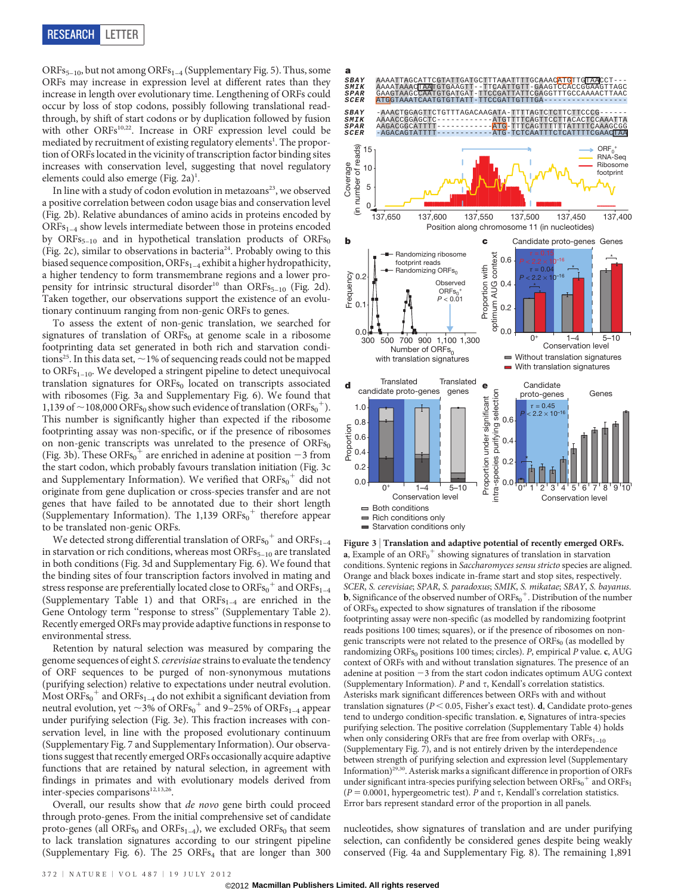$ORFs_{5–10}$, but not among $ORFs_{1–4}$ (Supplementary Fig. 5). Thus, some ORFs may increase in expression level at different rates than they increase in length over evolutionary time. Lengthening of ORFs could occur by loss of stop codons, possibly following translational read-through, by shift of start codons or by duplication followed by fusion with other ORFs[10,22]. Increase in ORF expression level could be mediated by recruitment of existing regulatory elements[1]. The proportion of ORFs located in the vicinity of transcription factor binding sites increases with conservation level, suggesting that novel regulatory elements could also emerge (Fig. 2a)[1].

In line with a study of codon evolution in metazoans[23], we observed a positive correlation between codon usage bias and conservation level (Fig. 2b). Relative abundances of amino acids in proteins encoded by $ORFs_{1–4}$ show levels intermediate between those in proteins encoded by $ORFs_{5–10}$ and in hypothetical translation products of $ORFs_0$ (Fig. 2c), similar to observations in bacteria[24]. Probably owing to this biased sequence composition, $ORFs_{1–4}$ exhibit a higher hydropathicity, a higher tendency to form transmembrane regions and a lower propensity for intrinsic structural disorder[10] than $ORFs_{5–10}$ (Fig. 2d). Taken together, our observations support the existence of an evolutionary continuum ranging from non-genic ORFs to genes.

To assess the extent of non-genic translation, we searched for signatures of translation of $ORFs_0$ at genome scale in a ribosome footprinting data set generated in both rich and starvation conditions[25]. In this data set, ~1% of sequencing reads could not be mapped to $ORFs_{1–10}$. We developed a stringent pipeline to detect unequivocal translation signatures for $ORFs_0$ located on transcripts associated with ribosomes (Fig. 3a and Supplementary Fig. 6). We found that 1,139 of ~108,000 $ORFs_0$ show such evidence of translation ($ORFs_0^+$). This number is significantly higher than expected if the ribosome footprinting assay was non-specific, or if the presence of ribosomes on non-genic transcripts was unrelated to the presence of $ORFs_0$ (Fig. 3b). These $ORFs_0^+$ are enriched in adenine at position −3 from the start codon, which probably favours translation initiation (Fig. 3c and Supplementary Information). We verified that $ORFs_0^+$ did not originate from gene duplication or cross-species transfer and are not genes that have failed to be annotated due to their short length (Supplementary Information). The 1,139 $ORFs_0^+$ therefore appear to be translated non-genic ORFs.

We detected strong differential translation of $ORFs_0^+$ and $ORFs_{1–4}$ in starvation or rich conditions, whereas most $ORFs_{5–10}$ are translated in both conditions (Fig. 3d and Supplementary Fig. 6). We found that the binding sites of four transcription factors involved in mating and stress response are preferentially located close to $ORFs_0^+$ and $ORFs_{1–4}$ (Supplementary Table 1) and that $ORFs_{1–4}$ are enriched in the Gene Ontology term "response to stress" (Supplementary Table 2). Recently emerged ORFs may provide adaptive functions in response to environmental stress.

Retention by natural selection was measured by comparing the genome sequences of eight *S. cerevisiae* strains to evaluate the tendency of ORF sequences to be purged of non-synonymous mutations (purifying selection) relative to expectations under neutral evolution. Most $ORFs_0^+$ and $ORFs_{1–4}$ do not exhibit a significant deviation from neutral evolution, yet ~3% of $ORFs_0^+$ and 9–25% of $ORFs_{1–4}$ appear under purifying selection (Fig. 3e). This fraction increases with conservation level, in line with the proposed evolutionary continuum (Supplementary Fig. 7 and Supplementary Information). Our observations suggest that recently emerged ORFs occasionally acquire adaptive functions that are retained by natural selection, in agreement with findings in primates and with evolutionary models derived from inter-species comparisons[12,13,26].

Overall, our results show that *de novo* gene birth could proceed through proto-genes. From the initial comprehensive set of candidate proto-genes (all $ORFs_0$ and $ORFs_{1–4}$), we excluded $ORFs_0$ that seem to lack translation signatures according to our stringent pipeline (Supplementary Fig. 6). The 25 $ORFs_4$ that are longer than 300 nucleotides, show signatures of translation and are under purifying selection, can confidently be considered genes despite being weakly conserved (Fig. 4a and Supplementary Fig. 8). The remaining 1,891

**Figure 3 | Translation and adaptive potential of recently emerged ORFs.** **a**, Example of an $ORF_0^+$ showing signatures of translation in starvation conditions. Syntenic regions in *Saccharomyces sensu stricto* species are aligned. Orange and black boxes indicate in-frame start and stop sites, respectively. *SCER*, *S. cerevisiae*; *SPAR*, *S. paradoxus*; *SMIK*, *S. mikatae*; *SBAY*, *S. bayanus*. **b**, Significance of the observed number of $ORFs_0^+$. Distribution of the number of $ORFs_0$ expected to show signatures of translation if the ribosome footprinting assay were non-specific (as modelled by randomizing footprint reads positions 100 times; squares), or if the presence of ribosomes on non-genic transcripts were not related to the presence of $ORFs_0$ (as modelled by randomizing $ORFs_0$ positions 100 times; circles). *P*, empirical *P* value. **c**, AUG context of ORFs with and without translation signatures. The presence of an adenine at position −3 from the start codon indicates optimum AUG context (Supplementary Information). *P* and $\tau$, Kendall's correlation statistics. Asterisks mark significant differences between ORFs with and without translation signatures ($P < 0.05$, Fisher's exact test). **d**, Candidate proto-genes tend to undergo condition-specific translation. **e**, Signatures of intra-species purifying selection. The positive correlation (Supplementary Table 4) holds when only considering ORFs that are free from overlap with $ORFs_{1–10}$ (Supplementary Fig. 7), and is not entirely driven by the interdependence between strength of purifying selection and expression level (Supplementary Information)[29,30]. Asterisk marks a significant difference in proportion of ORFs under significant intra-species purifying selection between $ORFs_0^+$ and $ORFs_1$ ($P = 0.0001$, hypergeometric test). *P* and $\tau$, Kendall's correlation statistics. Error bars represent standard error of the proportion in all panels.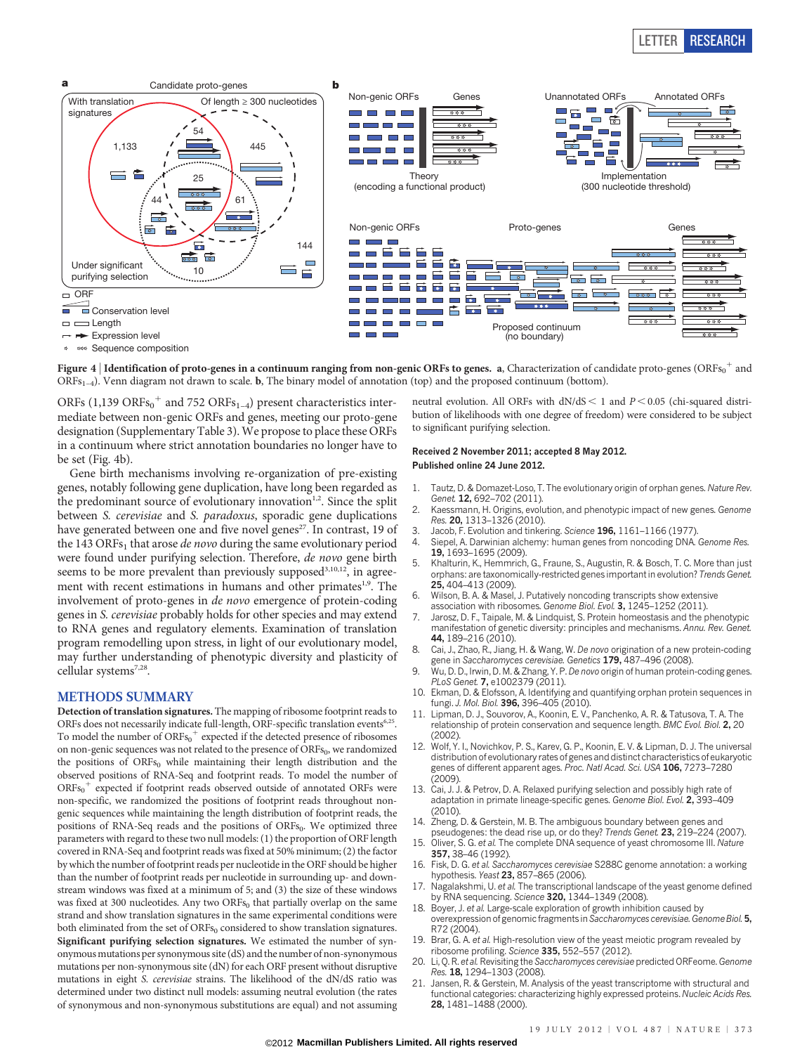Figure 4 | Identification of proto-genes in a continuum ranging from non-genic ORFs to genes. a, Characterization of candidate proto-genes ($ORFs_0^+$ and $ORFs_{1-4}$). Venn diagram not drawn to scale. b, The binary model of annotation (top) and the proposed continuum (bottom).

ORFs (1,139 $ORFs_0^+$ and 752 $ORFs_{1-4}$) present characteristics intermediate between non-genic ORFs and genes, meeting our proto-gene designation (Supplementary Table 3). We propose to place these ORFs in a continuum where strict annotation boundaries no longer have to be set (Fig. 4b).

Gene birth mechanisms involving re-organization of pre-existing genes, notably following gene duplication, have long been regarded as the predominant source of evolutionary innovation[1,2]. Since the split between *S. cerevisiae* and *S. paradoxus*, sporadic gene duplications have generated between one and five novel genes[27]. In contrast, 19 of the 143 $ORFs_1$ that arose *de novo* during the same evolutionary period were found under purifying selection. Therefore, *de novo* gene birth seems to be more prevalent than previously supposed[3,10,12], in agreement with recent estimations in humans and other primates[1,9]. The involvement of proto-genes in *de novo* emergence of protein-coding genes in *S. cerevisiae* probably holds for other species and may extend to RNA genes and regulatory elements. Examination of translation program remodelling upon stress, in light of our evolutionary model, may further understanding of phenotypic diversity and plasticity of cellular systems[7,28].

## METHODS SUMMARY

**Detection of translation signatures.** The mapping of ribosome footprint reads to ORFs does not necessarily indicate full-length, ORF-specific translation events[6,25]. To model the number of $ORFs_0^+$ expected if the detected presence of ribosomes on non-genic sequences was not related to the presence of $ORFs_0$, we randomized the positions of $ORFs_0$ while maintaining their length distribution and the observed positions of RNA-Seq and footprint reads. To model the number of $ORFs_0^+$ expected if footprint reads observed outside of annotated ORFs were non-specific, we randomized the positions of footprint reads throughout non-genic sequences while maintaining the length distribution of footprint reads, the positions of RNA-Seq reads and the positions of $ORFs_0$. We optimized three parameters with regard to these two null models: (1) the proportion of ORF length covered in RNA-Seq and footprint reads was fixed at 50% minimum; (2) the factor by which the number of footprint reads per nucleotide in the ORF should be higher than the number of footprint reads per nucleotide in surrounding up- and downstream windows was fixed at a minimum of 5; and (3) the size of these windows was fixed at 300 nucleotides. Any two $ORFs_0$ that partially overlap on the same strand and show translation signatures in the same experimental conditions were both eliminated from the set of $ORFs_0$ considered to show translation signatures.

**Significant purifying selection signatures.** We estimated the number of synonymous mutations per synonymous site (dS) and the number of non-synonymous mutations per non-synonymous site (dN) for each ORF present without disruptive mutations in eight *S. cerevisiae* strains. The likelihood of the dN/dS ratio was determined under two distinct null models: assuming neutral evolution (the rates of synonymous and non-synonymous substitutions are equal) and not assuming neutral evolution. All ORFs with dN/dS $< 1$ and $P < 0.05$ (chi-squared distribution of likelihoods with one degree of freedom) were considered to be subject to significant purifying selection.

**Received 2 November 2011; accepted 8 May 2012.**
**Published online 24 June 2012.**

1. Tautz, D. & Domazet-Loso, T. The evolutionary origin of orphan genes. *Nature Rev. Genet.* **12,** 692–702 (2011).
2. Kaessmann, H. Origins, evolution, and phenotypic impact of new genes. *Genome Res.* **20,** 1313–1326 (2010).
3. Jacob, F. Evolution and tinkering. *Science* **196,** 1161–1166 (1977).
4. Siepel, A. Darwinian alchemy: human genes from noncoding DNA. *Genome Res.* **19,** 1693–1695 (2009).
5. Khalturin, K., Hemmrich, G., Fraune, S., Augustin, R. & Bosch, T. C. More than just orphans: are taxonomically-restricted genes important in evolution? *Trends Genet.* **25,** 404–413 (2009).
6. Wilson, B. A. & Masel, J. Putatively noncoding transcripts show extensive association with ribosomes. *Genome Biol. Evol.* **3,** 1245–1252 (2011).
7. Jarosz, D. F., Taipale, M. & Lindquist, S. Protein homeostasis and the phenotypic manifestation of genetic diversity: principles and mechanisms. *Annu. Rev. Genet.* **44,** 189–216 (2010).
8. Cai, J., Zhao, R., Jiang, H. & Wang, W. *De novo* origination of a new protein-coding gene in *Saccharomyces cerevisiae*. *Genetics* **179,** 487–496 (2008).
9. Wu, D. D., Irwin, D. M. & Zhang, Y. P. *De novo* origin of human protein-coding genes. *PLoS Genet.* **7,** e1002379 (2011).
10. Ekman, D. & Elofsson, A. Identifying and quantifying orphan protein sequences in fungi. *J. Mol. Biol.* **396,** 396–405 (2010).
11. Lipman, D. J., Souvorov, A., Koonin, E. V., Panchenko, A. R. & Tatusova, T. A. The relationship of protein conservation and sequence length. *BMC Evol. Biol.* **2,** 20 (2002).
12. Wolf, Y. I., Novichkov, P. S., Karev, G. P., Koonin, E. V. & Lipman, D. J. The universal distribution of evolutionary rates of genes and distinct characteristics of eukaryotic genes of different apparent ages. *Proc. Natl Acad. Sci. USA* **106,** 7273–7280 (2009).
13. Cai, J. J. & Petrov, D. A. Relaxed purifying selection and possibly high rate of adaptation in primate lineage-specific genes. *Genome Biol. Evol.* **2,** 393–409 (2010).
14. Zheng, D. & Gerstein, M. B. The ambiguous boundary between genes and pseudogenes: the dead rise up, or do they? *Trends Genet.* **23,** 219–224 (2007).
15. Oliver, S. G. *et al.* The complete DNA sequence of yeast chromosome III. *Nature* **357,** 38–46 (1992).
16. Fisk, D. G. *et al.* *Saccharomyces cerevisiae* S288C genome annotation: a working hypothesis. *Yeast* **23,** 857–865 (2006).
17. Nagalakshmi, U. *et al.* The transcriptional landscape of the yeast genome defined by RNA sequencing. *Science* **320,** 1344–1349 (2008).
18. Boyer, J. *et al.* Large-scale exploration of growth inhibition caused by overexpression of genomic fragments in *Saccharomyces cerevisiae*. *Genome Biol.* **5,** R72 (2004).
19. Brar, G. A. *et al.* High-resolution view of the yeast meiotic program revealed by ribosome profiling. *Science* **335,** 552–557 (2012).
20. Li, Q. R. *et al.* Revisiting the *Saccharomyces cerevisiae* predicted ORFeome. *Genome Res.* **18,** 1294–1303 (2008).
21. Jansen, R. & Gerstein, M. Analysis of the yeast transcriptome with structural and functional categories: characterizing highly expressed proteins. *Nucleic Acids Res.* **28,** 1481–1488 (2000).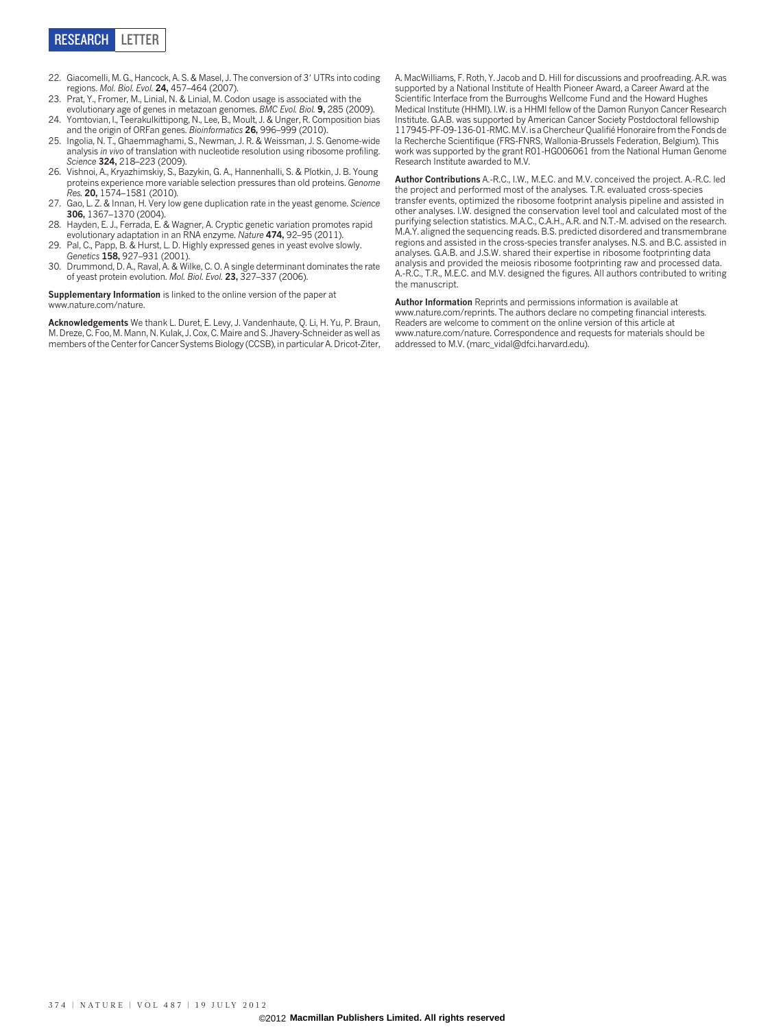22. Giacomelli, M. G., Hancock, A. S. & Masel, J. The conversion of 3′ UTRs into coding regions. *Mol. Biol. Evol.* **24,** 457–464 (2007).
23. Prat, Y., Fromer, M., Linial, N. & Linial, M. Codon usage is associated with the evolutionary age of genes in metazoan genomes. *BMC Evol. Biol.* **9,** 285 (2009).
24. Yomtovian, I., Teerakulkittipong, N., Lee, B., Moult, J. & Unger, R. Composition bias and the origin of ORFan genes. *Bioinformatics* **26,** 996–999 (2010).
25. Ingolia, N. T., Ghaemmaghami, S., Newman, J. R. & Weissman, J. S. Genome-wide analysis *in vivo* of translation with nucleotide resolution using ribosome profiling. *Science* **324,** 218–223 (2009).
26. Vishnoi, A., Kryazhimskiy, S., Bazykin, G. A., Hannenhalli, S. & Plotkin, J. B. Young proteins experience more variable selection pressures than old proteins. *Genome Res.* **20,** 1574–1581 (2010).
27. Gao, L. Z. & Innan, H. Very low gene duplication rate in the yeast genome. *Science* **306,** 1367–1370 (2004).
28. Hayden, E. J., Ferrada, E. & Wagner, A. Cryptic genetic variation promotes rapid evolutionary adaptation in an RNA enzyme. *Nature* **474,** 92–95 (2011).
29. Pal, C., Papp, B. & Hurst, L. D. Highly expressed genes in yeast evolve slowly. *Genetics* **158,** 927–931 (2001).
30. Drummond, D. A., Raval, A. & Wilke, C. O. A single determinant dominates the rate of yeast protein evolution. *Mol. Biol. Evol.* **23,** 327–337 (2006).

**Supplementary Information** is linked to the online version of the paper at www.nature.com/nature.

**Acknowledgements** We thank L. Duret, E. Levy, J. Vandenhaute, Q. Li, H. Yu, P. Braun, M. Dreze, C. Foo, M. Mann, N. Kulak, J. Cox, C. Maire and S. Jhavery-Schneider as well as members of the Center for Cancer Systems Biology (CCSB), in particular A. Dricot-Ziter, A. MacWilliams, F. Roth, Y. Jacob and D. Hill for discussions and proofreading. A.R. was supported by a National Institute of Health Pioneer Award, a Career Award at the Scientific Interface from the Burroughs Wellcome Fund and the Howard Hughes Medical Institute (HHMI). I.W. is a HHMI fellow of the Damon Runyon Cancer Research Institute. G.A.B. was supported by American Cancer Society Postdoctoral fellowship 117945-PF-09-136-01-RMC. M.V. is a Chercheur Qualifié Honoraire from the Fonds de la Recherche Scientifique (FRS-FNRS, Wallonia-Brussels Federation, Belgium). This work was supported by the grant R01-HG006061 from the National Human Genome Research Institute awarded to M.V.

**Author Contributions** A.-R.C., I.W., M.E.C. and M.V. conceived the project. A.-R.C. led the project and performed most of the analyses. T.R. evaluated cross-species transfer events, optimized the ribosome footprint analysis pipeline and assisted in other analyses. I.W. designed the conservation level tool and calculated most of the purifying selection statistics. M.A.C., C.A.H., A.R. and N.T.-M. advised on the research. M.A.Y. aligned the sequencing reads. B.S. predicted disordered and transmembrane regions and assisted in the cross-species transfer analyses. N.S. and B.C. assisted in analyses. G.A.B. and J.S.W. shared their expertise in ribosome footprinting data analysis and provided the meiosis ribosome footprinting raw and processed data. A.-R.C., T.R., M.E.C. and M.V. designed the figures. All authors contributed to writing the manuscript.

**Author Information** Reprints and permissions information is available at www.nature.com/reprints. The authors declare no competing financial interests. Readers are welcome to comment on the online version of this article at www.nature.com/nature. Correspondence and requests for materials should be addressed to M.V. (marc_vidal@dfci.harvard.edu).